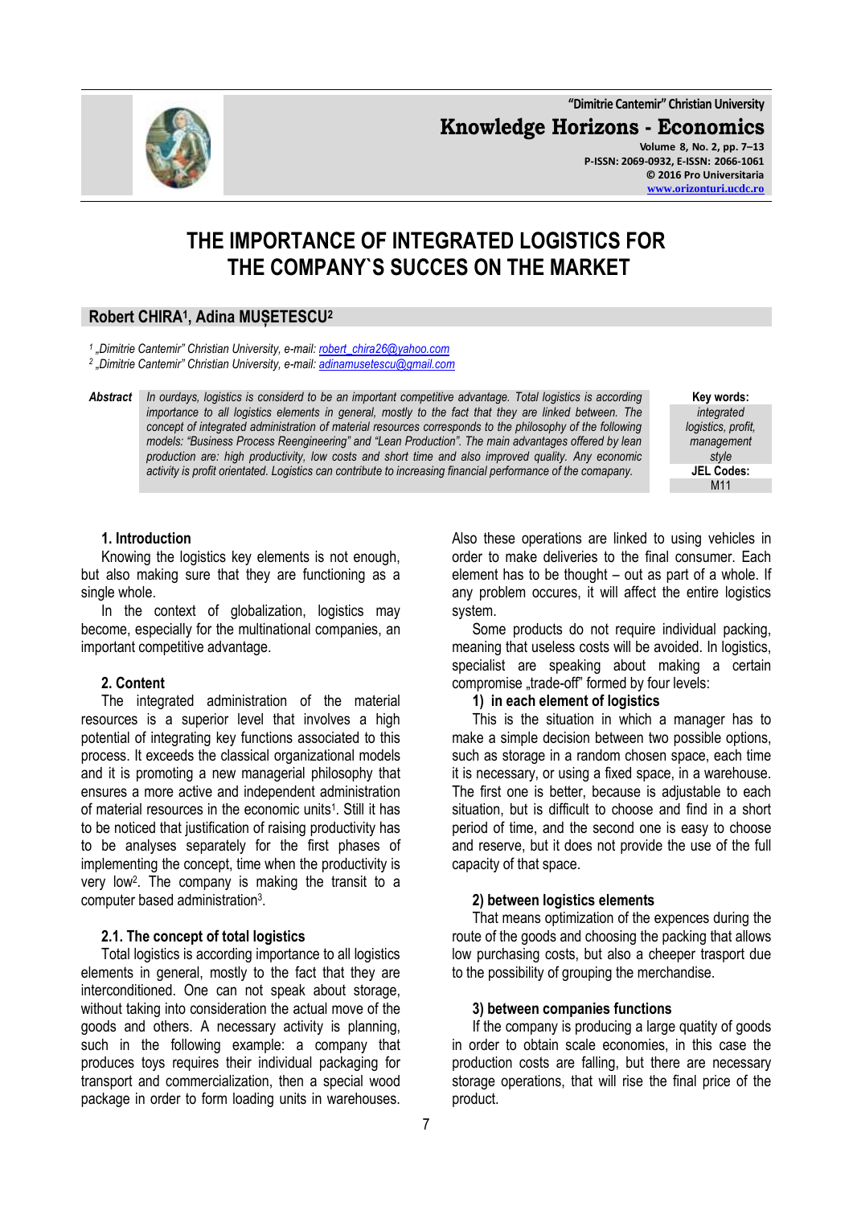# THE IMPORTANCE OF INTEGRATED LOGISTICS FOR THE COMPANY`S SUCCES ON THE MARKET

**Robert CHIRA[1], Adina MUȘETESCU[2]**

[1] „Dimitrie Cantemir" Christian University, e-mail: robert_chira26@yahoo.com
[2] „Dimitrie Cantemir" Christian University, e-mail: adinamusetescu@gmail.com

**Abstract** *In ourdays, logistics is considerd to be an important competitive advantage. Total logistics is according importance to all logistics elements in general, mostly to the fact that they are linked between. The concept of integrated administration of material resources corresponds to the philosophy of the following models: "Business Process Reengineering" and "Lean Production". The main advantages offered by lean production are: high productivity, low costs and short time and also improved quality. Any economic activity is profit orientated. Logistics can contribute to increasing financial performance of the comapany.*

**Key words:** *integrated logistics, profit, management style*

**JEL Codes:** M11

## 1. Introduction

Knowing the logistics key elements is not enough, but also making sure that they are functioning as a single whole.

In the context of globalization, logistics may become, especially for the multinational companies, an important competitive advantage.

## 2. Content

The integrated administration of the material resources is a superior level that involves a high potential of integrating key functions associated to this process. It exceeds the classical organizational models and it is promoting a new managerial philosophy that ensures a more active and independent administration of material resources in the economic units[1]. Still it has to be noticed that justification of raising productivity has to be analyses separately for the first phases of implementing the concept, time when the productivity is very low[2]. The company is making the transit to a computer based administration[3].

### 2.1. The concept of total logistics

Total logistics is according importance to all logistics elements in general, mostly to the fact that they are interconditioned. One can not speak about storage, without taking into consideration the actual move of the goods and others. A necessary activity is planning, such in the following example: a company that produces toys requires their individual packaging for transport and commercialization, then a special wood package in order to form loading units in warehouses. Also these operations are linked to using vehicles in order to make deliveries to the final consumer. Each element has to be thought – out as part of a whole. If any problem occures, it will affect the entire logistics system.

Some products do not require individual packing, meaning that useless costs will be avoided. In logistics, specialist are speaking about making a certain compromise „trade-off" formed by four levels:

**1) in each element of logistics**

This is the situation in which a manager has to make a simple decision between two possible options, such as storage in a random chosen space, each time it is necessary, or using a fixed space, in a warehouse. The first one is better, because is adjustable to each situation, but is difficult to choose and find in a short period of time, and the second one is easy to choose and reserve, but it does not provide the use of the full capacity of that space.

**2) between logistics elements**

That means optimization of the expences during the route of the goods and choosing the packing that allows low purchasing costs, but also a cheeper trasport due to the possibility of grouping the merchandise.

**3) between companies functions**

If the company is producing a large quatity of goods in order to obtain scale economies, in this case the production costs are falling, but there are necessary storage operations, that will rise the final price of the product.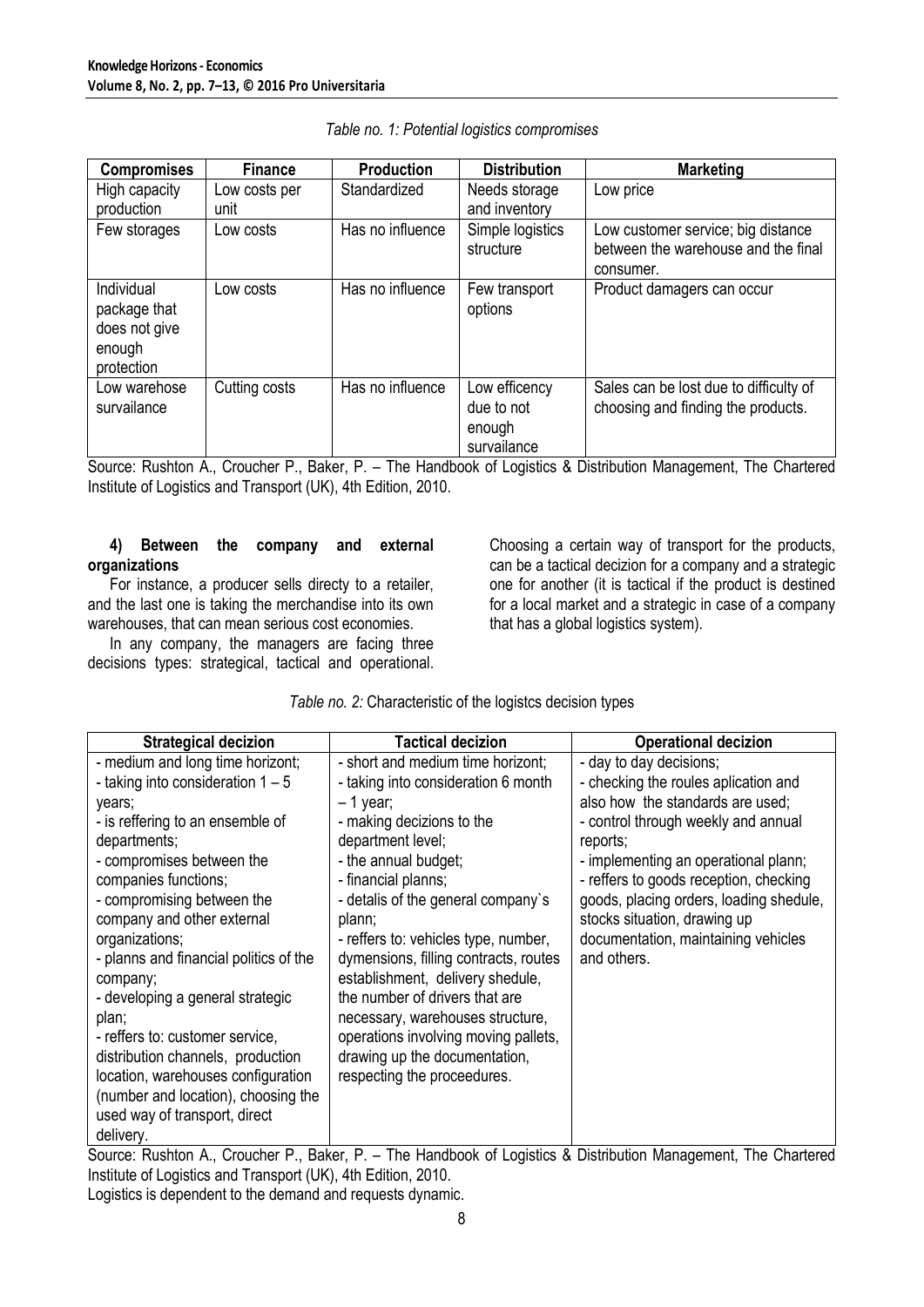*Table no. 1: Potential logistics compromises*

| Compromises | Finance | Production | Distribution | Marketing |
|---|---|---|---|---|
| High capacity production | Low costs per unit | Standardized | Needs storage and inventory | Low price |
| Few storages | Low costs | Has no influence | Simple logistics structure | Low customer service; big distance between the warehouse and the final consumer. |
| Individual package that does not give enough protection | Low costs | Has no influence | Few transport options | Product damagers can occur |
| Low warehose survailance | Cutting costs | Has no influence | Low efficency due to not enough survailance | Sales can be lost due to difficulty of choosing and finding the products. |

Source: Rushton A., Croucher P., Baker, P. – The Handbook of Logistics & Distribution Management, The Chartered Institute of Logistics and Transport (UK), 4th Edition, 2010.

**4) Between the company and external organizations**

For instance, a producer sells directy to a retailer, and the last one is taking the merchandise into its own warehouses, that can mean serious cost economies.

In any company, the managers are facing three decisions types: strategical, tactical and operational. Choosing a certain way of transport for the products, can be a tactical decizion for a company and a strategic one for another (it is tactical if the product is destined for a local market and a strategic in case of a company that has a global logistics system).

*Table no. 2:* Characteristic of the logistcs decision types

| Strategical decizion | Tactical decizion | Operational decizion |
|---|---|---|
| - medium and long time horizont;<br>- taking into consideration 1 – 5 years;<br>- is reffering to an ensemble of departments;<br>- compromises between the companies functions;<br>- compromising between the company and other external organizations;<br>- planns and financial politics of the company;<br>- developing a general strategic plan;<br>- reffers to: customer service, distribution channels, production location, warehouses configuration (number and location), choosing the used way of transport, direct delivery. | - short and medium time horizont;<br>- taking into consideration 6 month – 1 year;<br>- making decizions to the department level;<br>- the annual budget;<br>- financial planns;<br>- detalis of the general company`s plann;<br>- reffers to: vehicles type, number, dymensions, filling contracts, routes establishment, delivery shedule, the number of drivers that are necessary, warehouses structure, operations involving moving pallets, drawing up the documentation, respecting the proceedures. | - day to day decisions;<br>- checking the roules aplication and also how the standards are used;<br>- control through weekly and annual reports;<br>- implementing an operational plann;<br>- reffers to goods reception, checking goods, placing orders, loading shedule, stocks situation, drawing up documentation, maintaining vehicles and others. |

Source: Rushton A., Croucher P., Baker, P. – The Handbook of Logistics & Distribution Management, The Chartered Institute of Logistics and Transport (UK), 4th Edition, 2010.

Logistics is dependent to the demand and requests dynamic.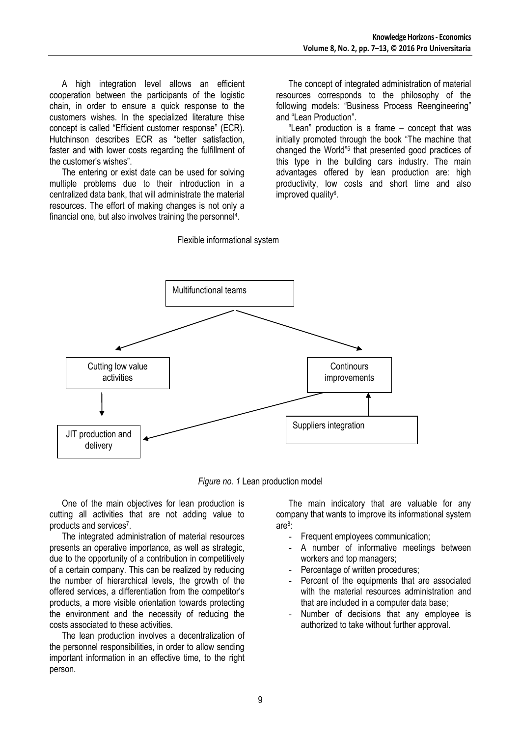A high integration level allows an efficient cooperation between the participants of the logistic chain, in order to ensure a quick response to the customers wishes. In the specialized literature thise concept is called "Efficient customer response" (ECR). Hutchinson describes ECR as "better satisfaction, faster and with lower costs regarding the fulfillment of the customer's wishes".

The entering or exist date can be used for solving multiple problems due to their introduction in a centralized data bank, that will administrate the material resources. The effort of making changes is not only a financial one, but also involves training the personnel[4].

The concept of integrated administration of material resources corresponds to the philosophy of the following models: "Business Process Reengineering" and "Lean Production".

"Lean" production is a frame – concept that was initially promoted through the book "The machine that changed the World"[5] that presented good practices of this type in the building cars industry. The main advantages offered by lean production are: high productivity, low costs and short time and also improved quality[6].

Flexible informational system

Multifunctional teams

Cutting low value activities

Continours improvements

JIT production and delivery

Suppliers integration

*Figure no. 1* Lean production model

One of the main objectives for lean production is cutting all activities that are not adding value to products and services[7].

The integrated administration of material resources presents an operative importance, as well as strategic, due to the opportunity of a contribution in competitively of a certain company. This can be realized by reducing the number of hierarchical levels, the growth of the offered services, a differentiation from the competitor's products, a more visible orientation towards protecting the environment and the necessity of reducing the costs associated to these activities.

The lean production involves a decentralization of the personnel responsibilities, in order to allow sending important information in an effective time, to the right person.

The main indicatory that are valuable for any company that wants to improve its informational system are[8]:

- Frequent employees communication;
- A number of informative meetings between workers and top managers;
- Percentage of written procedures;
- Percent of the equipments that are associated with the material resources administration and that are included in a computer data base;
- Number of decisions that any employee is authorized to take without further approval.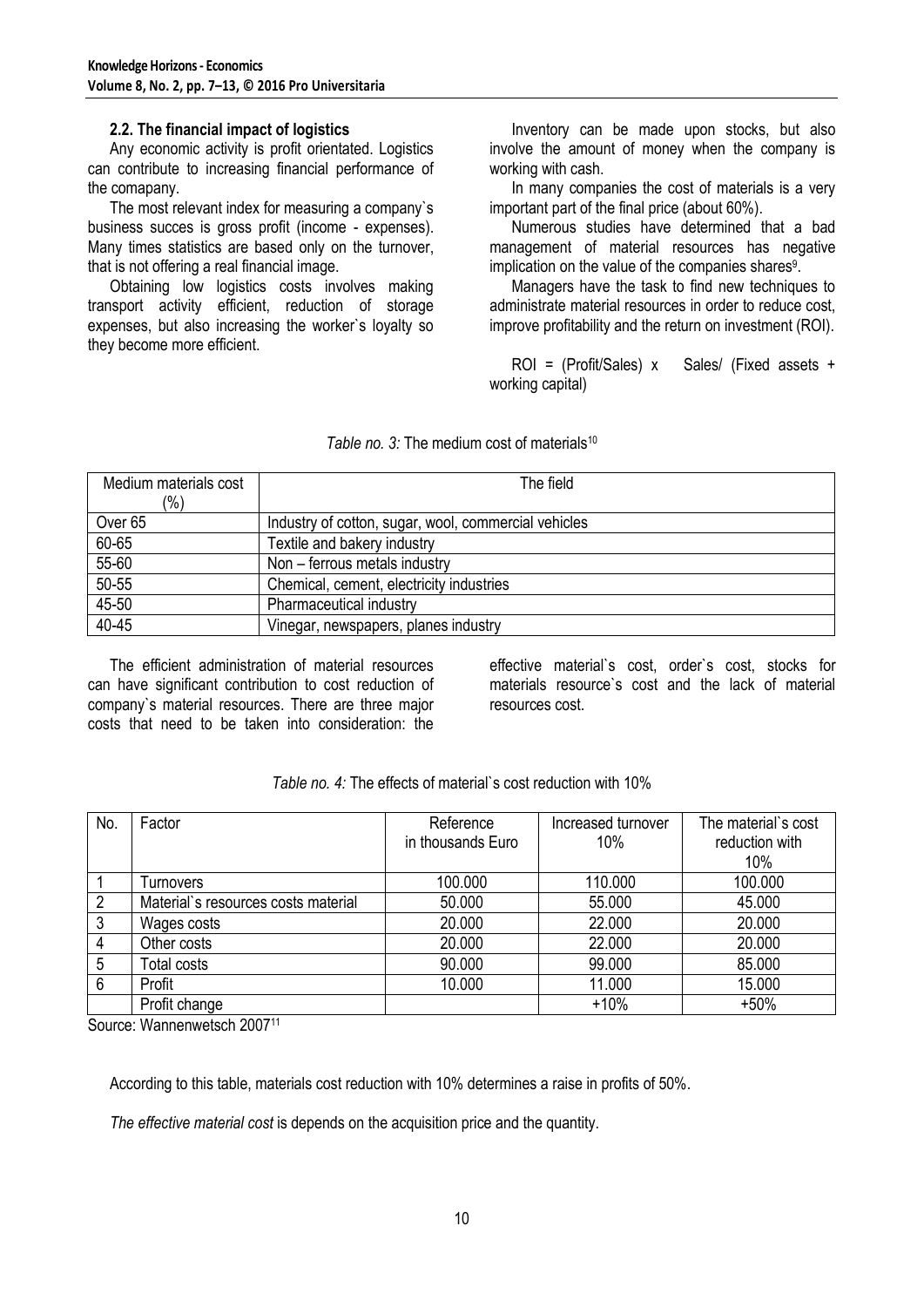### 2.2. The financial impact of logistics

Any economic activity is profit orientated. Logistics can contribute to increasing financial performance of the comapany.

The most relevant index for measuring a company`s business succes is gross profit (income - expenses). Many times statistics are based only on the turnover, that is not offering a real financial image.

Obtaining low logistics costs involves making transport activity efficient, reduction of storage expenses, but also increasing the worker`s loyalty so they become more efficient.

Inventory can be made upon stocks, but also involve the amount of money when the company is working with cash.

In many companies the cost of materials is a very important part of the final price (about 60%).

Numerous studies have determined that a bad management of material resources has negative implication on the value of the companies shares[9].

Managers have the task to find new techniques to administrate material resources in order to reduce cost, improve profitability and the return on investment (ROI).

ROI = (Profit/Sales) x Sales/ (Fixed assets + working capital)

*Table no. 3:* The medium cost of materials[10]

| Medium materials cost (%) | The field |
|---|---|
| Over 65 | Industry of cotton, sugar, wool, commercial vehicles |
| 60-65 | Textile and bakery industry |
| 55-60 | Non – ferrous metals industry |
| 50-55 | Chemical, cement, electricity industries |
| 45-50 | Pharmaceutical industry |
| 40-45 | Vinegar, newspapers, planes industry |

The efficient administration of material resources can have significant contribution to cost reduction of company`s material resources. There are three major costs that need to be taken into consideration: the effective material`s cost, order`s cost, stocks for materials resource`s cost and the lack of material resources cost.

*Table no. 4:* The effects of material`s cost reduction with 10%

| No. | Factor | Reference in thousands Euro | Increased turnover 10% | The material`s cost reduction with 10% |
|---|---|---|---|---|
| 1 | Turnovers | 100.000 | 110.000 | 100.000 |
| 2 | Material`s resources costs material | 50.000 | 55.000 | 45.000 |
| 3 | Wages costs | 20.000 | 22.000 | 20.000 |
| 4 | Other costs | 20.000 | 22.000 | 20.000 |
| 5 | Total costs | 90.000 | 99.000 | 85.000 |
| 6 | Profit | 10.000 | 11.000 | 15.000 |
| | Profit change | | +10% | +50% |

Source: Wannenwetsch 2007[11]

According to this table, materials cost reduction with 10% determines a raise in profits of 50%.

*The effective material cost* is depends on the acquisition price and the quantity.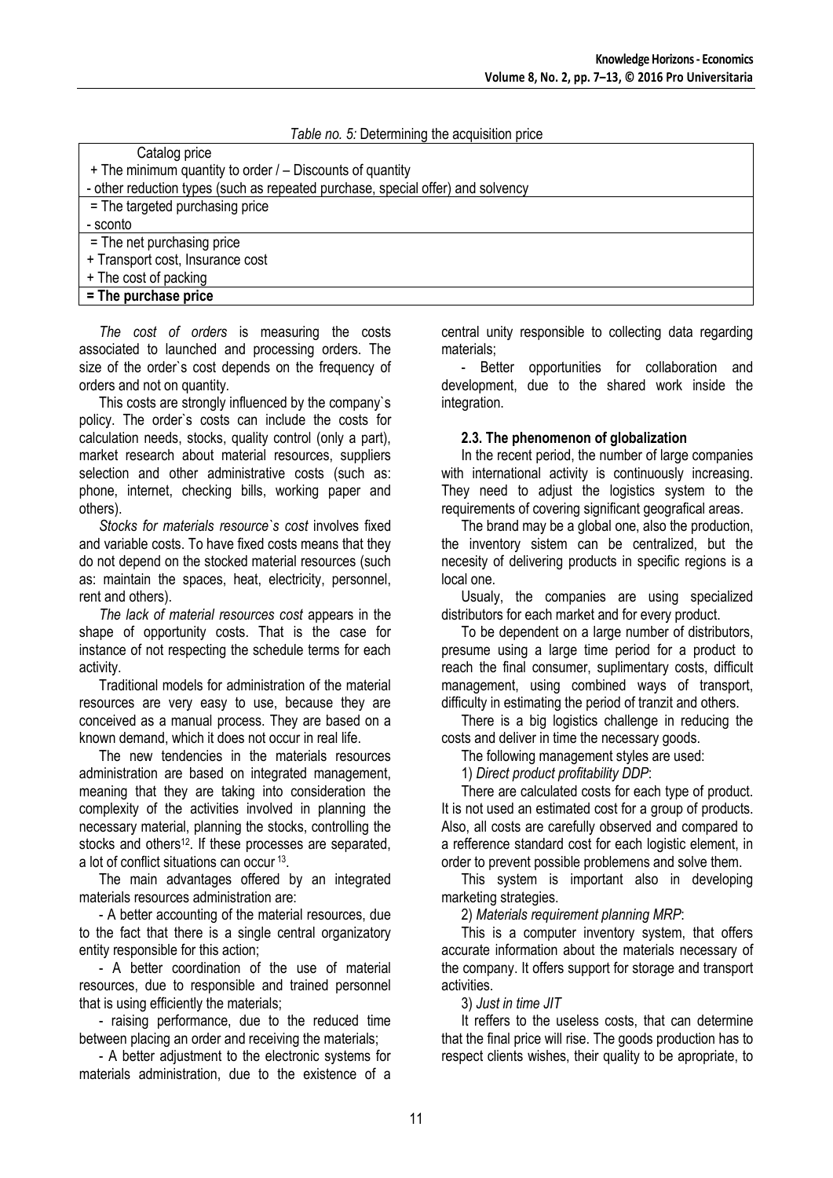*Table no. 5:* Determining the acquisition price

| Catalog price |
|---|
| + The minimum quantity to order / – Discounts of quantity<br>- other reduction types (such as repeated purchase, special offer) and solvency |
| = The targeted purchasing price |
| - sconto |
| = The net purchasing price |
| + Transport cost, Insurance cost |
| + The cost of packing |
| **= The purchase price** |

*The cost of orders* is measuring the costs associated to launched and processing orders. The size of the order`s cost depends on the frequency of orders and not on quantity.

This costs are strongly influenced by the company`s policy. The order`s costs can include the costs for calculation needs, stocks, quality control (only a part), market research about material resources, suppliers selection and other administrative costs (such as: phone, internet, checking bills, working paper and others).

*Stocks for materials resource`s cost* involves fixed and variable costs. To have fixed costs means that they do not depend on the stocked material resources (such as: maintain the spaces, heat, electricity, personnel, rent and others).

*The lack of material resources cost* appears in the shape of opportunity costs. That is the case for instance of not respecting the schedule terms for each activity.

Traditional models for administration of the material resources are very easy to use, because they are conceived as a manual process. They are based on a known demand, which it does not occur in real life.

The new tendencies in the materials resources administration are based on integrated management, meaning that they are taking into consideration the complexity of the activities involved in planning the necessary material, planning the stocks, controlling the stocks and others[12]. If these processes are separated, a lot of conflict situations can occur [13].

The main advantages offered by an integrated materials resources administration are:

- A better accounting of the material resources, due to the fact that there is a single central organizatory entity responsible for this action;

- A better coordination of the use of material resources, due to responsible and trained personnel that is using efficiently the materials;

- raising performance, due to the reduced time between placing an order and receiving the materials;

- A better adjustment to the electronic systems for materials administration, due to the existence of a central unity responsible to collecting data regarding materials;

- Better opportunities for collaboration and development, due to the shared work inside the integration.

### 2.3. The phenomenon of globalization

In the recent period, the number of large companies with international activity is continuously increasing. They need to adjust the logistics system to the requirements of covering significant geografical areas.

The brand may be a global one, also the production, the inventory sistem can be centralized, but the necesity of delivering products in specific regions is a local one.

Usualy, the companies are using specialized distributors for each market and for every product.

To be dependent on a large number of distributors, presume using a large time period for a product to reach the final consumer, suplimentary costs, difficult management, using combined ways of transport, difficulty in estimating the period of tranzit and others.

There is a big logistics challenge in reducing the costs and deliver in time the necessary goods.

The following management styles are used:

1) *Direct product profitability DDP*:

There are calculated costs for each type of product. It is not used an estimated cost for a group of products. Also, all costs are carefully observed and compared to a refference standard cost for each logistic element, in order to prevent possible problemes and solve them.

This system is important also in developing marketing strategies.

2) *Materials requirement planning MRP*:

This is a computer inventory system, that offers accurate information about the materials necessary of the company. It offers support for storage and transport activities.

3) *Just in time JIT*

It reffers to the useless costs, that can determine that the final price will rise. The goods production has to respect clients wishes, their quality to be apropriate, to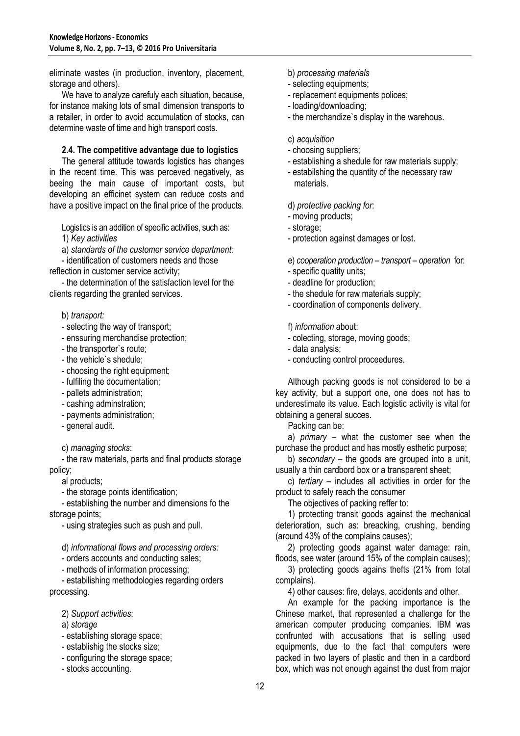eliminate wastes (in production, inventory, placement, storage and others).

We have to analyze carefuly each situation, because, for instance making lots of small dimension transports to a retailer, in order to avoid accumulation of stocks, can determine waste of time and high transport costs.

### 2.4. The competitive advantage due to logistics

The general attitude towards logistics has changes in the recent time. This was perceived negatively, as beeing the main cause of important costs, but developing an efficinet system can reduce costs and have a positive impact on the final price of the products.

Logistics is an addition of specific activities, such as:

1) *Key activities*

a) *standards of the customer service department:*

- identification of customers needs and those reflection in customer service activity;
- the determination of the satisfaction level for the clients regarding the granted services.

b) *transport:*

- selecting the way of transport;
- enssuring merchandise protection;
- the transporter`s route;
- the vehicle`s shedule;
- choosing the right equipment;
- fulfiling the documentation;
- pallets administration;
- cashing adminstration;
- payments administration;
- general audit.

c) *managing stocks*:

- the raw materials, parts and final products storage policy;

al products;

- the storage points identification;
- establishing the number and dimensions fo the storage points;
- using strategies such as push and pull.

d) *informational flows and processing orders:*

- orders accounts and conducting sales;
- methods of information processing;
- estabilishing methodologies regarding orders processing.

2) *Support activities*:

a) *storage*

- establishing storage space;
- establishig the stocks size;
- configuring the storage space;
- stocks accounting.

b) *processing materials*

- selecting equipments;
- replacement equipments polices;
- loading/downloading;
- the merchandize`s display in the warehous.

c) *acquisition*

- choosing suppliers;
- establishing a shedule for raw materials supply;
- estabilshing the quantity of the necessary raw materials.

d) *protective packing for*:

- moving products;
- storage;
- protection against damages or lost.

e) *cooperation production – transport – operation* for:

- specific quatity units;
- deadline for production;
- the shedule for raw materials supply;
- coordination of components delivery.

f) *information* about:

- colecting, storage, moving goods;
- data analysis;
- conducting control proceedures.

Although packing goods is not considered to be a key activity, but a support one, one does not has to underestimate its value. Each logistic activity is vital for obtaining a general succes.

Packing can be:

a) *primary* – what the customer see when the purchase the product and has mostly esthetic purpose;

b) *secondary* – the goods are grouped into a unit, usually a thin cardbord box or a transparent sheet;

c) *tertiary* – includes all activities in order for the product to safely reach the consumer

The objectives of packing reffer to:

1) protecting transit goods against the mechanical deterioration, such as: breacking, crushing, bending (around 43% of the complains causes);

2) protecting goods against water damage: rain, floods, see water (around 15% of the complain causes);

3) protecting goods agains thefts (21% from total complains).

4) other causes: fire, delays, accidents and other.

An example for the packing importance is the Chinese market, that represented a challenge for the american computer producing companies. IBM was confrunted with accusations that is selling used equipments, due to the fact that computers were packed in two layers of plastic and then in a cardbord box, which was not enough against the dust from major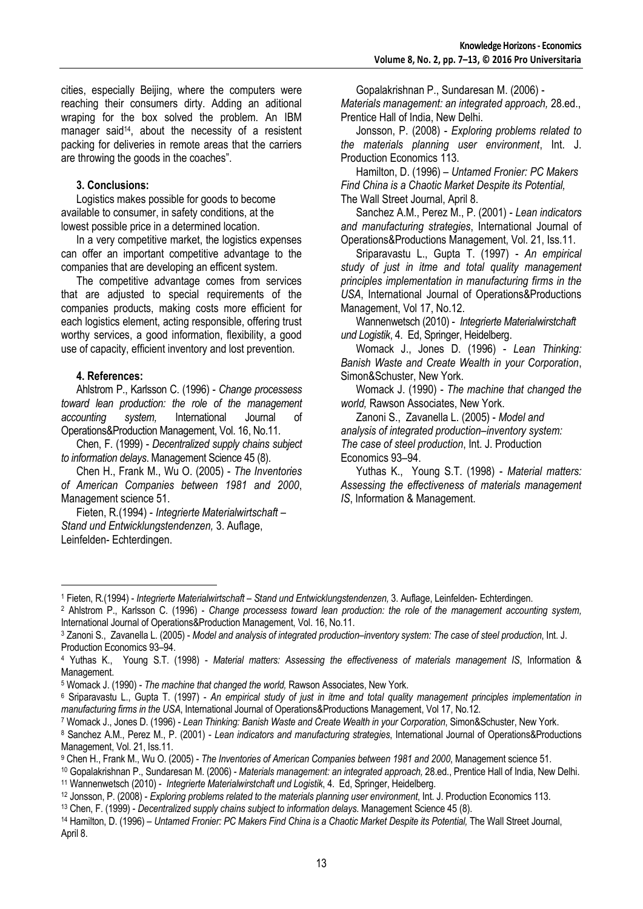cities, especially Beijing, where the computers were reaching their consumers dirty. Adding an aditional wraping for the box solved the problem. An IBM manager said[14], about the necessity of a resistent packing for deliveries in remote areas that the carriers are throwing the goods in the coaches".

### 3. Conclusions:

Logistics makes possible for goods to become available to consumer, in safety conditions, at the lowest possible price in a determined location.

In a very competitive market, the logistics expenses can offer an important competitive advantage to the companies that are developing an efficent system.

The competitive advantage comes from services that are adjusted to special requirements of the companies products, making costs more efficient for each logistics element, acting responsible, offering trust worthy services, a good information, flexibility, a good use of capacity, efficient inventory and lost prevention.

### 4. References:

Ahlstrom P., Karlsson C. (1996) - *Change processess toward lean production: the role of the management accounting system,* International Journal of Operations&Production Management, Vol. 16, No.11.

Chen, F. (1999) - *Decentralized supply chains subject to information delays*. Management Science 45 (8).

Chen H., Frank M., Wu O. (2005) - *The Inventories of American Companies between 1981 and 2000*, Management science 51.

Fieten, R.(1994) - *Integrierte Materialwirtschaft – Stand und Entwicklungstendenzen,* 3. Auflage, Leinfelden- Echterdingen.

Gopalakrishnan P., Sundaresan M. (2006) - *Materials management: an integrated approach,* 28.ed., Prentice Hall of India, New Delhi.

Jonsson, P. (2008) - *Exploring problems related to the materials planning user environment*, Int. J. Production Economics 113.

Hamilton, D. (1996) – *Untamed Fronier: PC Makers Find China is a Chaotic Market Despite its Potential,* The Wall Street Journal, April 8.

Sanchez A.M., Perez M., P. (2001) - *Lean indicators and manufacturing strategies*, International Journal of Operations&Productions Management, Vol. 21, Iss.11.

Sriparavastu L., Gupta T. (1997) - *An empirical study of just in itme and total quality management principles implementation in manufacturing firms in the USA*, International Journal of Operations&Productions Management, Vol 17, No.12.

Wannenwetsch (2010) - *Integrierte Materialwirtschaft und Logistik*, 4. Ed, Springer, Heidelberg.

Womack J., Jones D. (1996) - *Lean Thinking: Banish Waste and Create Wealth in your Corporation*, Simon&Schuster, New York.

Womack J. (1990) - *The machine that changed the world,* Rawson Associates, New York.

Zanoni S., Zavanella L. (2005) - *Model and analysis of integrated production–inventory system: The case of steel production*, Int. J. Production Economics 93–94.

Yuthas K., Young S.T. (1998) - *Material matters: Assessing the effectiveness of materials management IS*, Information & Management.

---

[1] Fieten, R.(1994) - *Integrierte Materialwirtschaft – Stand und Entwicklungstendenzen,* 3. Auflage, Leinfelden- Echterdingen.

[2] Ahlstrom P., Karlsson C. (1996) - *Change processess toward lean production: the role of the management accounting system,* International Journal of Operations&Production Management, Vol. 16, No.11.

[3] Zanoni S., Zavanella L. (2005) - *Model and analysis of integrated production–inventory system: The case of steel production*, Int. J. Production Economics 93–94.

[4] Yuthas K., Young S.T. (1998) - *Material matters: Assessing the effectiveness of materials management IS*, Information & Management.

[5] Womack J. (1990) - *The machine that changed the world,* Rawson Associates, New York.

[6] Sriparavastu L., Gupta T. (1997) - *An empirical study of just in itme and total quality management principles implementation in manufacturing firms in the USA*, International Journal of Operations&Productions Management, Vol 17, No.12.

[7] Womack J., Jones D. (1996) - *Lean Thinking: Banish Waste and Create Wealth in your Corporation*, Simon&Schuster, New York.

[8] Sanchez A.M., Perez M., P. (2001) - *Lean indicators and manufacturing strategies*, International Journal of Operations&Productions Management, Vol. 21, Iss.11.

[9] Chen H., Frank M., Wu O. (2005) - *The Inventories of American Companies between 1981 and 2000*, Management science 51.

[10] Gopalakrishnan P., Sundaresan M. (2006) - *Materials management: an integrated approach,* 28.ed., Prentice Hall of India, New Delhi.

[11] Wannenwetsch (2010) - *Integrierte Materialwirtschaft und Logistik*, 4. Ed, Springer, Heidelberg.

[12] Jonsson, P. (2008) - *Exploring problems related to the materials planning user environment*, Int. J. Production Economics 113.

[13] Chen, F. (1999) - *Decentralized supply chains subject to information delays*. Management Science 45 (8).

[14] Hamilton, D. (1996) – *Untamed Fronier: PC Makers Find China is a Chaotic Market Despite its Potential,* The Wall Street Journal, April 8.